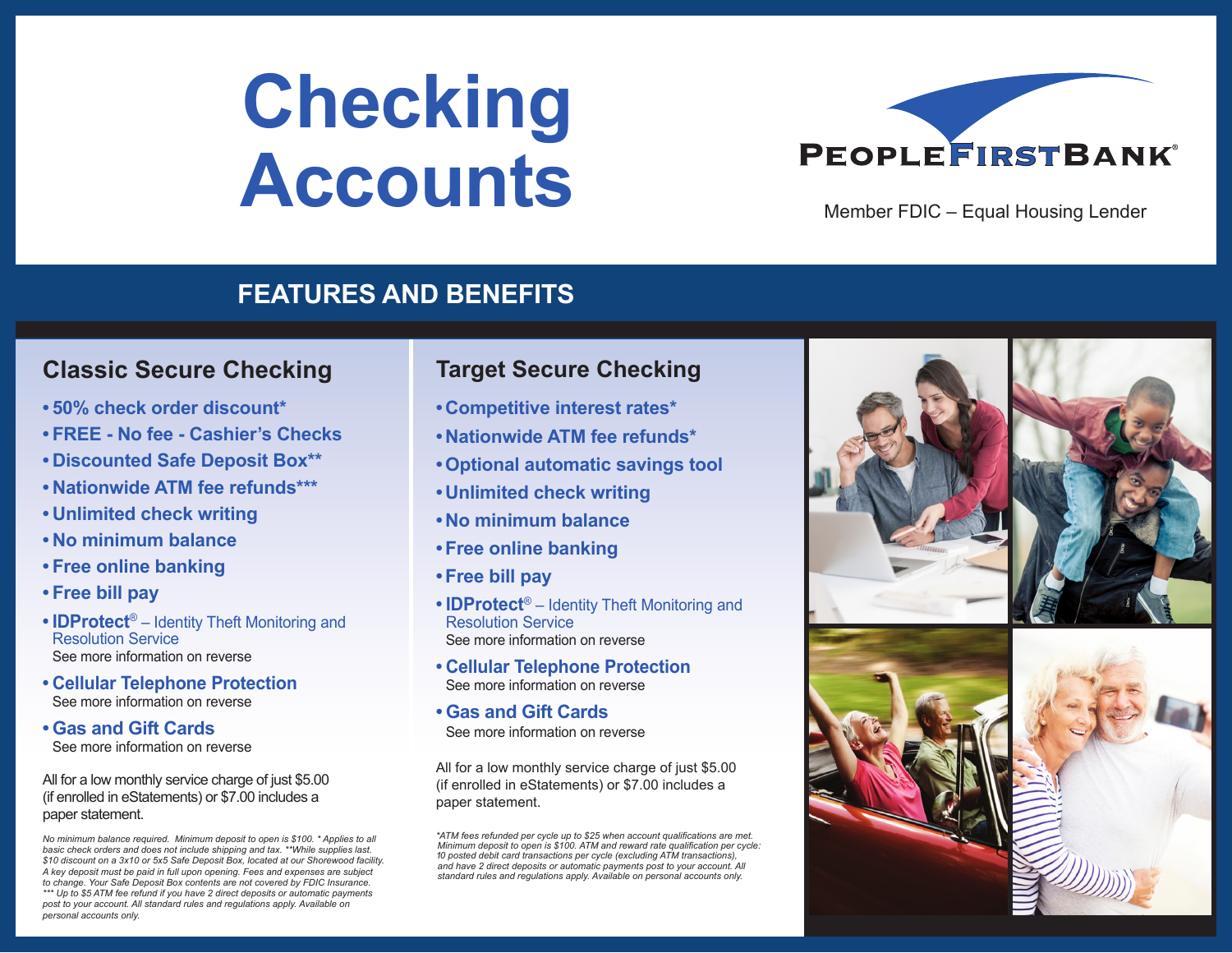# Checking Accounts

PEOPLEFIRSTBANK®

Member FDIC – Equal Housing Lender

## FEATURES AND BENEFITS

### Classic Secure Checking

- **50% check order discount***
- **FREE - No fee - Cashier's Checks**
- **Discounted Safe Deposit Box****
- **Nationwide ATM fee refunds*****
- **Unlimited check writing**
- **No minimum balance**
- **Free online banking**
- **Free bill pay**
- **IDProtect®** – Identity Theft Monitoring and Resolution Service
  See more information on reverse
- **Cellular Telephone Protection**
  See more information on reverse
- **Gas and Gift Cards**
  See more information on reverse

All for a low monthly service charge of just $5.00 (if enrolled in eStatements) or $7.00 includes a paper statement.

*No minimum balance required. Minimum deposit to open is $100. * Applies to all basic check orders and does not include shipping and tax. **While supplies last. $10 discount on a 3x10 or 5x5 Safe Deposit Box, located at our Shorewood facility. A key deposit must be paid in full upon opening. Fees and expenses are subject to change. Your Safe Deposit Box contents are not covered by FDIC Insurance. *** Up to $5 ATM fee refund if you have 2 direct deposits or automatic payments post to your account. All standard rules and regulations apply. Available on personal accounts only.*

### Target Secure Checking

- **Competitive interest rates***
- **Nationwide ATM fee refunds***
- **Optional automatic savings tool**
- **Unlimited check writing**
- **No minimum balance**
- **Free online banking**
- **Free bill pay**
- **IDProtect®** – Identity Theft Monitoring and Resolution Service
  See more information on reverse
- **Cellular Telephone Protection**
  See more information on reverse
- **Gas and Gift Cards**
  See more information on reverse

All for a low monthly service charge of just $5.00 (if enrolled in eStatements) or $7.00 includes a paper statement.

*\*ATM fees refunded per cycle up to $25 when account qualifications are met. Minimum deposit to open is $100. ATM and reward rate qualification per cycle: 10 posted debit card transactions per cycle (excluding ATM transactions), and have 2 direct deposits or automatic payments post to your account. All standard rules and regulations apply. Available on personal accounts only.*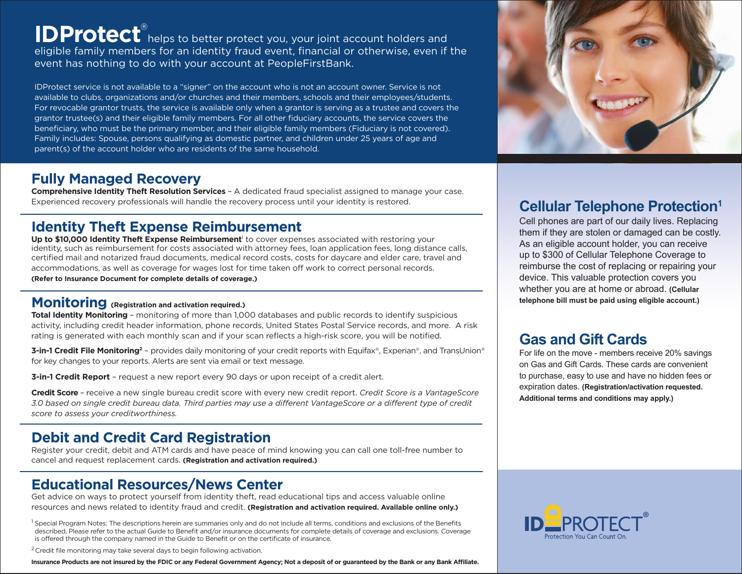**IDProtect**® helps to better protect you, your joint account holders and eligible family members for an identity fraud event, financial or otherwise, even if the event has nothing to do with your account at PeopleFirstBank.

IDProtect service is not available to a "signer" on the account who is not an account owner. Service is not available to clubs, organizations and/or churches and their members, schools and their employees/students. For revocable grantor trusts, the service is available only when a grantor is serving as a trustee and covers the grantor trustee(s) and their eligible family members. For all other fiduciary accounts, the service covers the beneficiary, who must be the primary member, and their eligible family members (Fiduciary is not covered). Family includes: Spouse, persons qualifying as domestic partner, and children under 25 years of age and parent(s) of the account holder who are residents of the same household.

## Fully Managed Recovery

**Comprehensive Identity Theft Resolution Services** – A dedicated fraud specialist assigned to manage your case. Experienced recovery professionals will handle the recovery process until your identity is restored.

## Identity Theft Expense Reimbursement

**Up to $10,000 Identity Theft Expense Reimbursement**[1] to cover expenses associated with restoring your identity, such as reimbursement for costs associated with attorney fees, loan application fees, long distance calls, certified mail and notarized fraud documents, medical record costs, costs for daycare and elder care, travel and accommodations, as well as coverage for wages lost for time taken off work to correct personal records. **(Refer to Insurance Document for complete details of coverage.)**

## Monitoring (Registration and activation required.)

**Total Identity Monitoring** – monitoring of more than 1,000 databases and public records to identify suspicious activity, including credit header information, phone records, United States Postal Service records, and more. A risk rating is generated with each monthly scan and if your scan reflects a high-risk score, you will be notified.

**3-in-1 Credit File Monitoring**[2] – provides daily monitoring of your credit reports with Equifax®, Experian®, and TransUnion® for key changes to your reports. Alerts are sent via email or text message.

**3-in-1 Credit Report** – request a new report every 90 days or upon receipt of a credit alert.

**Credit Score** – receive a new single bureau credit score with every new credit report. *Credit Score is a VantageScore 3.0 based on single credit bureau data. Third parties may use a different VantageScore or a different type of credit score to assess your creditworthiness.*

## Debit and Credit Card Registration

Register your credit, debit and ATM cards and have peace of mind knowing you can call one toll-free number to cancel and request replacement cards. **(Registration and activation required.)**

## Educational Resources/News Center

Get advice on ways to protect yourself from identity theft, read educational tips and access valuable online resources and news related to identity fraud and credit. **(Registration and activation required. Available online only.)**

## Cellular Telephone Protection[1]

Cell phones are part of our daily lives. Replacing them if they are stolen or damaged can be costly. As an eligible account holder, you can receive up to $300 of Cellular Telephone Coverage to reimburse the cost of replacing or repairing your device. This valuable protection covers you whether you are at home or abroad. **(Cellular telephone bill must be paid using eligible account.)**

## Gas and Gift Cards

For life on the move - members receive 20% savings on Gas and Gift Cards. These cards are convenient to purchase, easy to use and have no hidden fees or expiration dates. **(Registration/activation requested. Additional terms and conditions may apply.)**

ID PROTECT®
Protection You Can Count On.

[1] Special Program Notes: The descriptions herein are summaries only and do not include all terms, conditions and exclusions of the Benefits described. Please refer to the actual Guide to Benefit and/or insurance documents for complete details of coverage and exclusions. Coverage is offered through the company named in the Guide to Benefit or on the certificate of insurance.

[2] Credit file monitoring may take several days to begin following activation.

**Insurance Products are not insured by the FDIC or any Federal Government Agency; Not a deposit of or guaranteed by the Bank or any Bank Affiliate.**